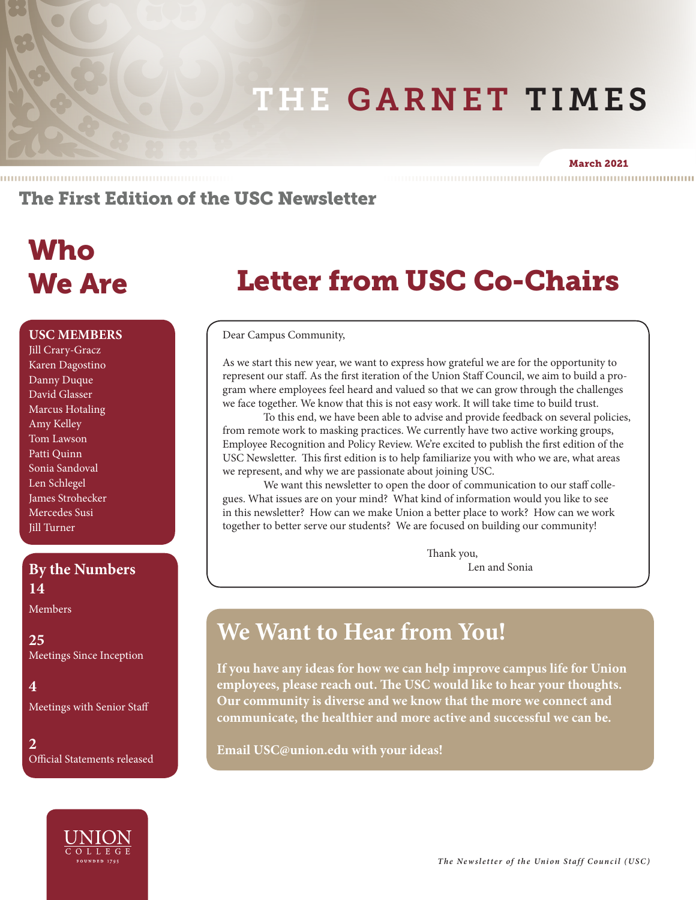# THE GARNET TIMES

**March 2021**

## The First Edition of the USC Newsletter

## Who We Are

**USC MEMBERS**

- Jill Crary-Gracz
- Karen Dagostino
- Danny Duque
- David Glasser
- Marcus Hotaling
- Amy Kelley
- Tom Lawson
- Patti Quinn
- Sonia Sandoval
- Len Schlegel
- James Strohecker
- Mercedes Susi
- Jill Turner

**By the Numbers**

**14**
Members

**25**
Meetings Since Inception

**4**
Meetings with Senior Staff

**2**
Official Statements released

## Letter from USC Co-Chairs

Dear Campus Community,

As we start this new year, we want to express how grateful we are for the opportunity to represent our staff. As the first iteration of the Union Staff Council, we aim to build a program where employees feel heard and valued so that we can grow through the challenges we face together. We know that this is not easy work. It will take time to build trust.

To this end, we have been able to advise and provide feedback on several policies, from remote work to masking practices. We currently have two active working groups, Employee Recognition and Policy Review. We're excited to publish the first edition of the USC Newsletter. This first edition is to help familiarize you with who we are, what areas we represent, and why we are passionate about joining USC.

We want this newsletter to open the door of communication to our staff colleagues. What issues are on your mind? What kind of information would you like to see in this newsletter? How can we make Union a better place to work? How can we work together to better serve our students? We are focused on building our community!

Thank you,
Len and Sonia

## We Want to Hear from You!

**If you have any ideas for how we can help improve campus life for Union employees, please reach out. The USC would like to hear your thoughts. Our community is diverse and we know that the more we connect and communicate, the healthier and more active and successful we can be.**

**Email USC@union.edu with your ideas!**

UNION COLLEGE FOUNDED 1795

*The Newsletter of the Union Staff Council (USC)*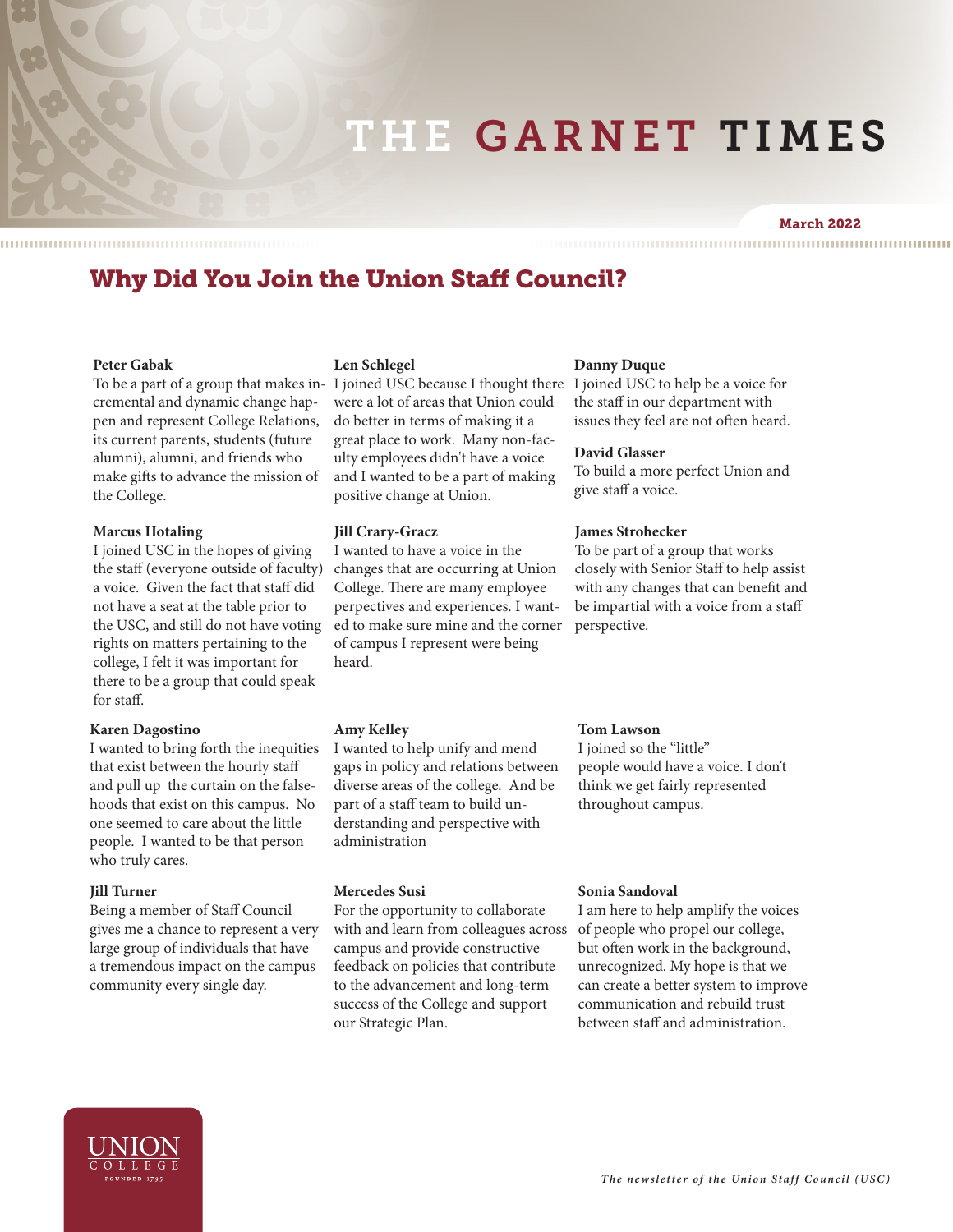# THE GARNET TIMES

**March 2022**

## Why Did You Join the Union Staff Council?

**Peter Gabak**
To be a part of a group that makes incremental and dynamic change happen and represent College Relations, its current parents, students (future alumni), alumni, and friends who make gifts to advance the mission of the College.

**Marcus Hotaling**
I joined USC in the hopes of giving the staff (everyone outside of faculty) a voice. Given the fact that staff did not have a seat at the table prior to the USC, and still do not have voting rights on matters pertaining to the college, I felt it was important for there to be a group that could speak for staff.

**Karen Dagostino**
I wanted to bring forth the inequities that exist between the hourly staff and pull up the curtain on the falsehoods that exist on this campus. No one seemed to care about the little people. I wanted to be that person who truly cares.

**Jill Turner**
Being a member of Staff Council gives me a chance to represent a very large group of individuals that have a tremendous impact on the campus community every single day.

**Len Schlegel**
I joined USC because I thought there were a lot of areas that Union could do better in terms of making it a great place to work. Many non-faculty employees didn't have a voice and I wanted to be a part of making positive change at Union.

**Jill Crary-Gracz**
I wanted to have a voice in the changes that are occurring at Union College. There are many employee perpectives and experiences. I wanted to make sure mine and the corner of campus I represent were being heard.

**Amy Kelley**
I wanted to help unify and mend gaps in policy and relations between diverse areas of the college. And be part of a staff team to build understanding and perspective with administration

**Mercedes Susi**
For the opportunity to collaborate with and learn from colleagues across campus and provide constructive feedback on policies that contribute to the advancement and long-term success of the College and support our Strategic Plan.

**Danny Duque**
I joined USC to help be a voice for the staff in our department with issues they feel are not often heard.

**David Glasser**
To build a more perfect Union and give staff a voice.

**James Strohecker**
To be part of a group that works closely with Senior Staff to help assist with any changes that can benefit and be impartial with a voice from a staff perspective.

**Tom Lawson**
I joined so the "little" people would have a voice. I don't think we get fairly represented throughout campus.

**Sonia Sandoval**
I am here to help amplify the voices of people who propel our college, but often work in the background, unrecognized. My hope is that we can create a better system to improve communication and rebuild trust between staff and administration.

UNION COLLEGE FOUNDED 1795

*The newsletter of the Union Staff Council (USC)*